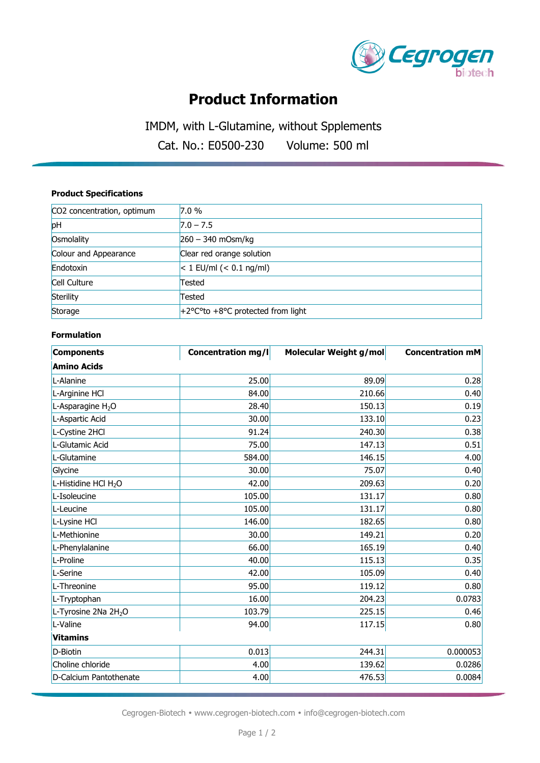# Product Information

IMDM, with L-Glutamine, without Spplements

Cat. No.: E0500-230 Volume: 500 ml

### Product Specifications

| | |
|---|---|
| CO2 concentration, optimum | 7.0 % |
| pH | 7.0 – 7.5 |
| Osmolality | 260 – 340 mOsm/kg |
| Colour and Appearance | Clear red orange solution |
| Endotoxin | < 1 EU/ml (< 0.1 ng/ml) |
| Cell Culture | Tested |
| Sterility | Tested |
| Storage | +2°C°to +8°C protected from light |

### Formulation

| Components | Concentration mg/l | Molecular Weight g/mol | Concentration mM |
|---|---|---|---|
| **Amino Acids** | | | |
| L-Alanine | 25.00 | 89.09 | 0.28 |
| L-Arginine HCl | 84.00 | 210.66 | 0.40 |
| L-Asparagine $H_2O$ | 28.40 | 150.13 | 0.19 |
| L-Aspartic Acid | 30.00 | 133.10 | 0.23 |
| L-Cystine 2HCl | 91.24 | 240.30 | 0.38 |
| L-Glutamic Acid | 75.00 | 147.13 | 0.51 |
| L-Glutamine | 584.00 | 146.15 | 4.00 |
| Glycine | 30.00 | 75.07 | 0.40 |
| L-Histidine HCl $H_2O$ | 42.00 | 209.63 | 0.20 |
| L-Isoleucine | 105.00 | 131.17 | 0.80 |
| L-Leucine | 105.00 | 131.17 | 0.80 |
| L-Lysine HCl | 146.00 | 182.65 | 0.80 |
| L-Methionine | 30.00 | 149.21 | 0.20 |
| L-Phenylalanine | 66.00 | 165.19 | 0.40 |
| L-Proline | 40.00 | 115.13 | 0.35 |
| L-Serine | 42.00 | 105.09 | 0.40 |
| L-Threonine | 95.00 | 119.12 | 0.80 |
| L-Tryptophan | 16.00 | 204.23 | 0.0783 |
| L-Tyrosine 2Na $2H_2O$ | 103.79 | 225.15 | 0.46 |
| L-Valine | 94.00 | 117.15 | 0.80 |
| **Vitamins** | | | |
| D-Biotin | 0.013 | 244.31 | 0.000053 |
| Choline chloride | 4.00 | 139.62 | 0.0286 |
| D-Calcium Pantothenate | 4.00 | 476.53 | 0.0084 |

Cegrogen-Biotech • www.cegrogen-biotech.com • info@cegrogen-biotech.com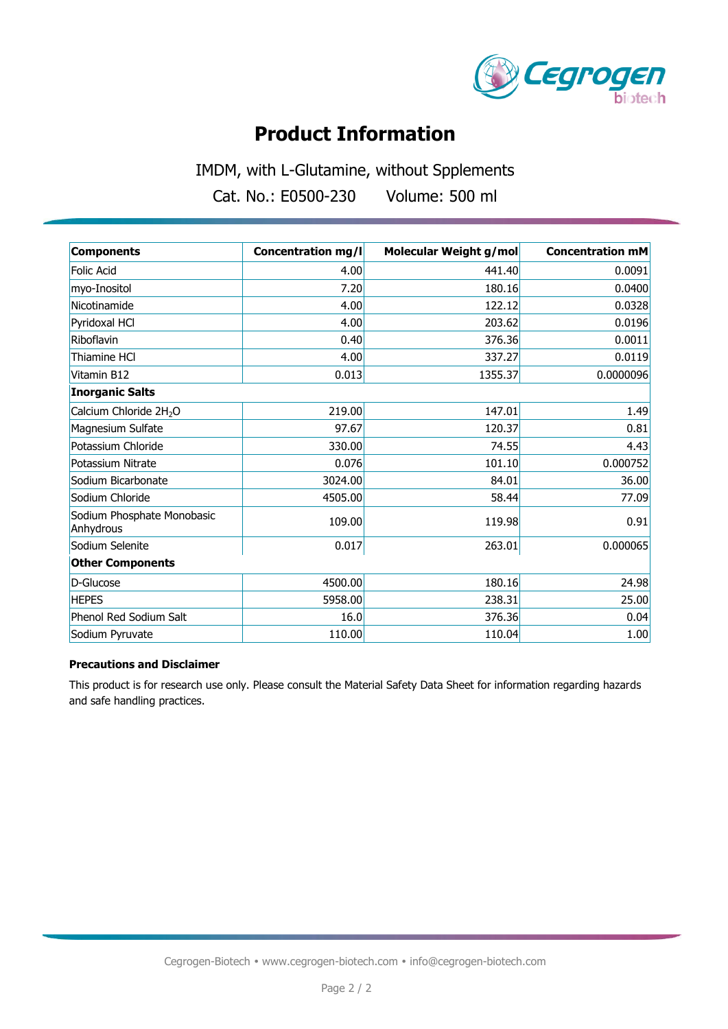# Product Information

IMDM, with L-Glutamine, without Spplements

Cat. No.: E0500-230 Volume: 500 ml

| Components | Concentration mg/l | Molecular Weight g/mol | Concentration mM |
|---|---|---|---|
| Folic Acid | 4.00 | 441.40 | 0.0091 |
| myo-Inositol | 7.20 | 180.16 | 0.0400 |
| Nicotinamide | 4.00 | 122.12 | 0.0328 |
| Pyridoxal HCl | 4.00 | 203.62 | 0.0196 |
| Riboflavin | 0.40 | 376.36 | 0.0011 |
| Thiamine HCl | 4.00 | 337.27 | 0.0119 |
| Vitamin B12 | 0.013 | 1355.37 | 0.0000096 |
| **Inorganic Salts** | | | |
| Calcium Chloride $2H_2O$ | 219.00 | 147.01 | 1.49 |
| Magnesium Sulfate | 97.67 | 120.37 | 0.81 |
| Potassium Chloride | 330.00 | 74.55 | 4.43 |
| Potassium Nitrate | 0.076 | 101.10 | 0.000752 |
| Sodium Bicarbonate | 3024.00 | 84.01 | 36.00 |
| Sodium Chloride | 4505.00 | 58.44 | 77.09 |
| Sodium Phosphate Monobasic Anhydrous | 109.00 | 119.98 | 0.91 |
| Sodium Selenite | 0.017 | 263.01 | 0.000065 |
| **Other Components** | | | |
| D-Glucose | 4500.00 | 180.16 | 24.98 |
| HEPES | 5958.00 | 238.31 | 25.00 |
| Phenol Red Sodium Salt | 16.0 | 376.36 | 0.04 |
| Sodium Pyruvate | 110.00 | 110.04 | 1.00 |

**Precautions and Disclaimer**

This product is for research use only. Please consult the Material Safety Data Sheet for information regarding hazards and safe handling practices.

Cegrogen-Biotech • www.cegrogen-biotech.com • info@cegrogen-biotech.com